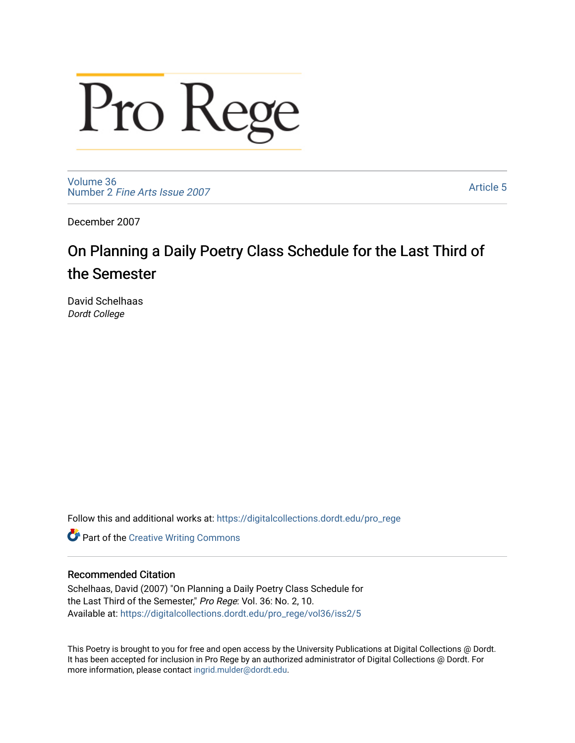# Pro Rege

Volume 36
Number 2 *Fine Arts Issue 2007*

Article 5

December 2007

## On Planning a Daily Poetry Class Schedule for the Last Third of the Semester

David Schelhaas
*Dordt College*

Follow this and additional works at: https://digitalcollections.dordt.edu/pro_rege

Part of the Creative Writing Commons

### Recommended Citation

Schelhaas, David (2007) "On Planning a Daily Poetry Class Schedule for the Last Third of the Semester," *Pro Rege*: Vol. 36: No. 2, 10.
Available at: https://digitalcollections.dordt.edu/pro_rege/vol36/iss2/5

This Poetry is brought to you for free and open access by the University Publications at Digital Collections @ Dordt. It has been accepted for inclusion in Pro Rege by an authorized administrator of Digital Collections @ Dordt. For more information, please contact ingrid.mulder@dordt.edu.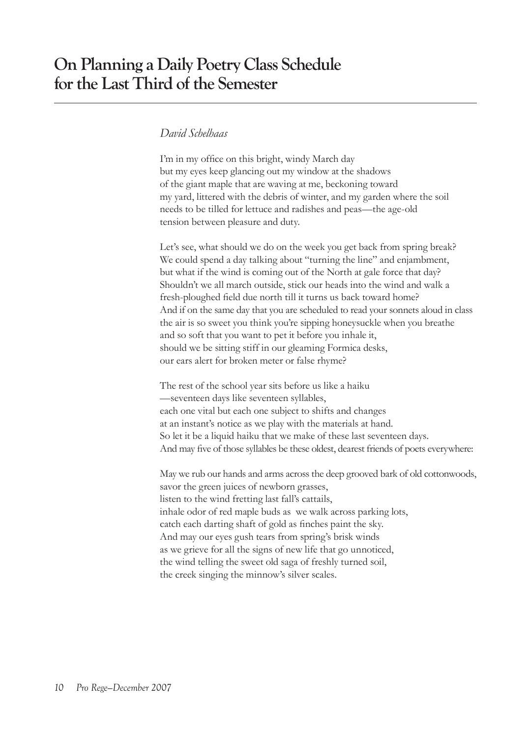# On Planning a Daily Poetry Class Schedule for the Last Third of the Semester

*David Schelhaas*

I'm in my office on this bright, windy March day  
but my eyes keep glancing out my window at the shadows  
of the giant maple that are waving at me, beckoning toward  
my yard, littered with the debris of winter, and my garden where the soil  
needs to be tilled for lettuce and radishes and peas—the age-old  
tension between pleasure and duty.

Let's see, what should we do on the week you get back from spring break?  
We could spend a day talking about "turning the line" and enjambment,  
but what if the wind is coming out of the North at gale force that day?  
Shouldn't we all march outside, stick our heads into the wind and walk a  
fresh-ploughed field due north till it turns us back toward home?  
And if on the same day that you are scheduled to read your sonnets aloud in class  
the air is so sweet you think you're sipping honeysuckle when you breathe  
and so soft that you want to pet it before you inhale it,  
should we be sitting stiff in our gleaming Formica desks,  
our ears alert for broken meter or false rhyme?

The rest of the school year sits before us like a haiku  
—seventeen days like seventeen syllables,  
each one vital but each one subject to shifts and changes  
at an instant's notice as we play with the materials at hand.  
So let it be a liquid haiku that we make of these last seventeen days.  
And may five of those syllables be these oldest, dearest friends of poets everywhere:

May we rub our hands and arms across the deep grooved bark of old cottonwoods,  
savor the green juices of newborn grasses,  
listen to the wind fretting last fall's cattails,  
inhale odor of red maple buds as we walk across parking lots,  
catch each darting shaft of gold as finches paint the sky.  
And may our eyes gush tears from spring's brisk winds  
as we grieve for all the signs of new life that go unnoticed,  
the wind telling the sweet old saga of freshly turned soil,  
the creek singing the minnow's silver scales.